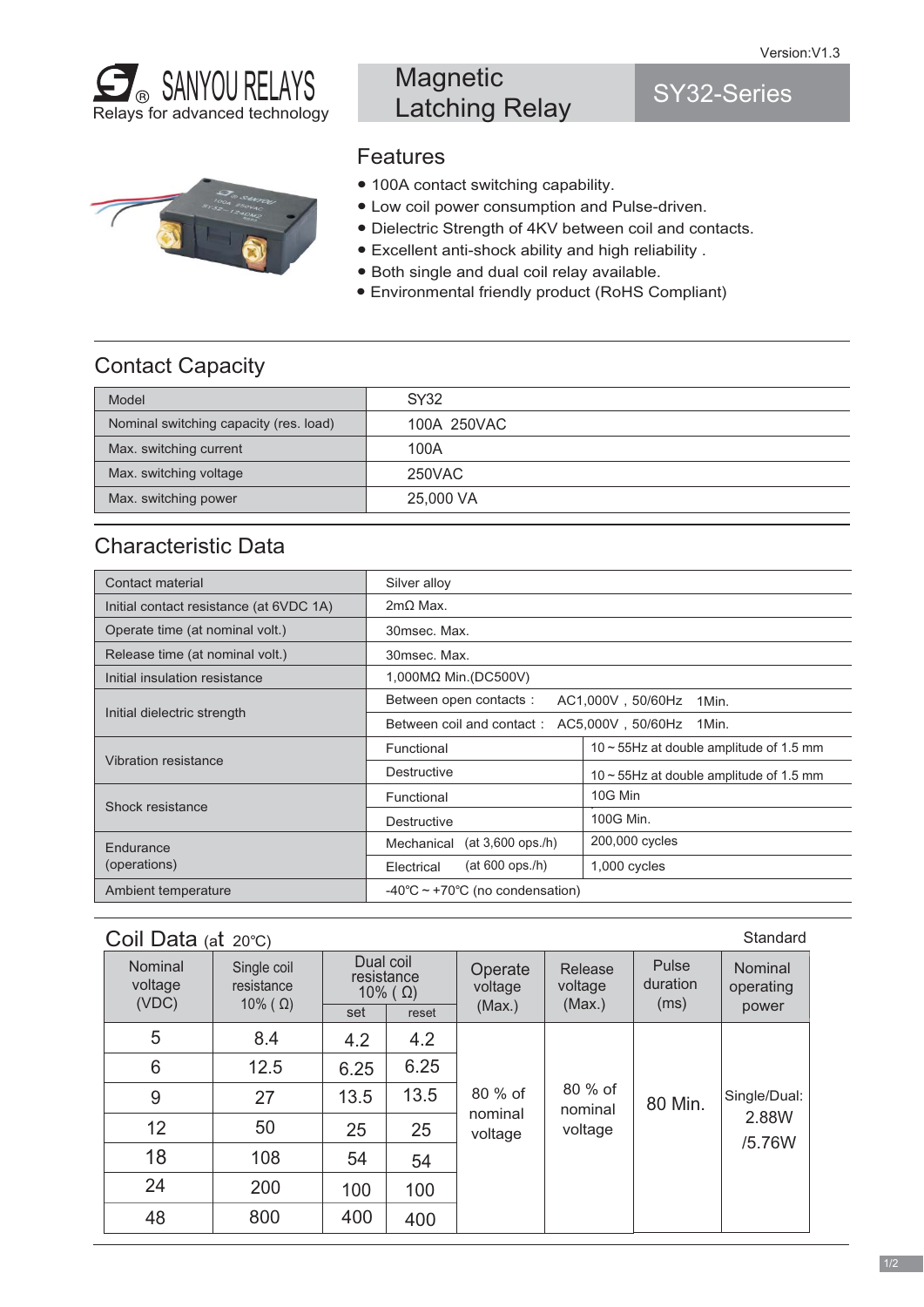Version:V1.3

# SANYOU RELAYS

Relays for advanced technology

## Magnetic Latching Relay

## SY32-Series

### Features

- 100A contact switching capability.
- Low coil power consumption and Pulse-driven.
- Dielectric Strength of 4KV between coil and contacts.
- Excellent anti-shock ability and high reliability .
- Both single and dual coil relay available.
- Environmental friendly product (RoHS Compliant)

## Contact Capacity

| Model | SY32 |
|---|---|
| Nominal switching capacity (res. load) | 100A 250VAC |
| Max. switching current | 100A |
| Max. switching voltage | 250VAC |
| Max. switching power | 25,000 VA |

## Characteristic Data

| | | |
|---|---|---|
| Contact material | Silver alloy | |
| Initial contact resistance (at 6VDC 1A) | 2mΩ Max. | |
| Operate time (at nominal volt.) | 30msec. Max. | |
| Release time (at nominal volt.) | 30msec. Max. | |
| Initial insulation resistance | 1,000MΩ Min.(DC500V) | |
| Initial dielectric strength | Between open contacts : | AC1,000V，50/60Hz 1Min. |
| | Between coil and contact : | AC5,000V，50/60Hz 1Min. |
| Vibration resistance | Functional | 10 ~ 55Hz at double amplitude of 1.5 mm |
| | Destructive | 10 ~ 55Hz at double amplitude of 1.5 mm |
| Shock resistance | Functional | 10G Min |
| | Destructive | 100G Min. |
| Endurance (operations) | Mechanical (at 3,600 ops./h) | 200,000 cycles |
| | Electrical (at 600 ops./h) | 1,000 cycles |
| Ambient temperature | -40℃ ~ +70℃ (no condensation) | |

## Coil Data (at 20℃)

Standard

| Nominal voltage (VDC) | Single coil resistance 10% ( Ω) | Dual coil resistance 10% ( Ω) | | Operate voltage (Max.) | Release voltage (Max.) | Pulse duration (ms) | Nominal operating power |
|---|---|---|---|---|---|---|---|
| | | set | reset | | | | |
| 5 | 8.4 | 4.2 | 4.2 | 80 % of nominal voltage | 80 % of nominal voltage | 80 Min. | Single/Dual: 2.88W /5.76W |
| 6 | 12.5 | 6.25 | 6.25 | | | | |
| 9 | 27 | 13.5 | 13.5 | | | | |
| 12 | 50 | 25 | 25 | | | | |
| 18 | 108 | 54 | 54 | | | | |
| 24 | 200 | 100 | 100 | | | | |
| 48 | 800 | 400 | 400 | | | | |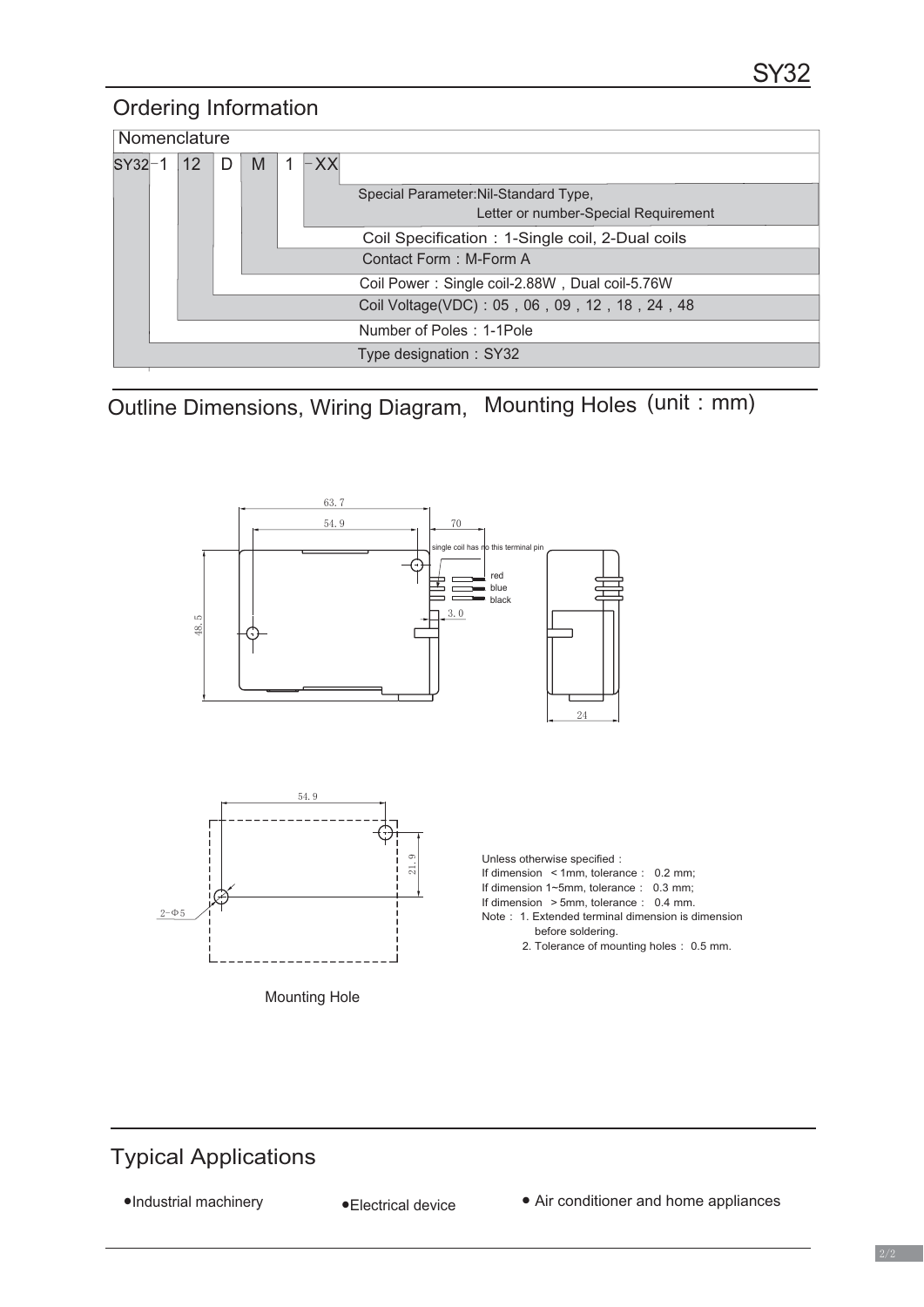## Ordering Information

**Nomenclature**

SY32 - 1 12 D M 1 - XX

| Code | Description |
| --- | --- |
| XX | Special Parameter: Nil-Standard Type, Letter or number-Special Requirement |
| 1 | Coil Specification：1-Single coil, 2-Dual coils |
| M | Contact Form：M-Form A |
| D | Coil Power：Single coil-2.88W，Dual coil-5.76W |
| 12 | Coil Voltage(VDC)：05，06，09，12，18，24，48 |
| 1 | Number of Poles：1-1Pole |
| SY32 | Type designation：SY32 |

## Outline Dimensions, Wiring Diagram, Mounting Holes (unit：mm)

63.7

54.9

70

single coil has no this terminal pin

red

blue

black

3.0

48.5

24

54.9

21.9

2-Φ5

Mounting Hole

Unless otherwise specified：
If dimension < 1mm, tolerance： 0.2 mm;
If dimension 1~5mm, tolerance： 0.3 mm;
If dimension > 5mm, tolerance： 0.4 mm.
Note： 1. Extended terminal dimension is dimension before soldering.
2. Tolerance of mounting holes： 0.5 mm.

## Typical Applications

- Industrial machinery
- Electrical device
- Air conditioner and home appliances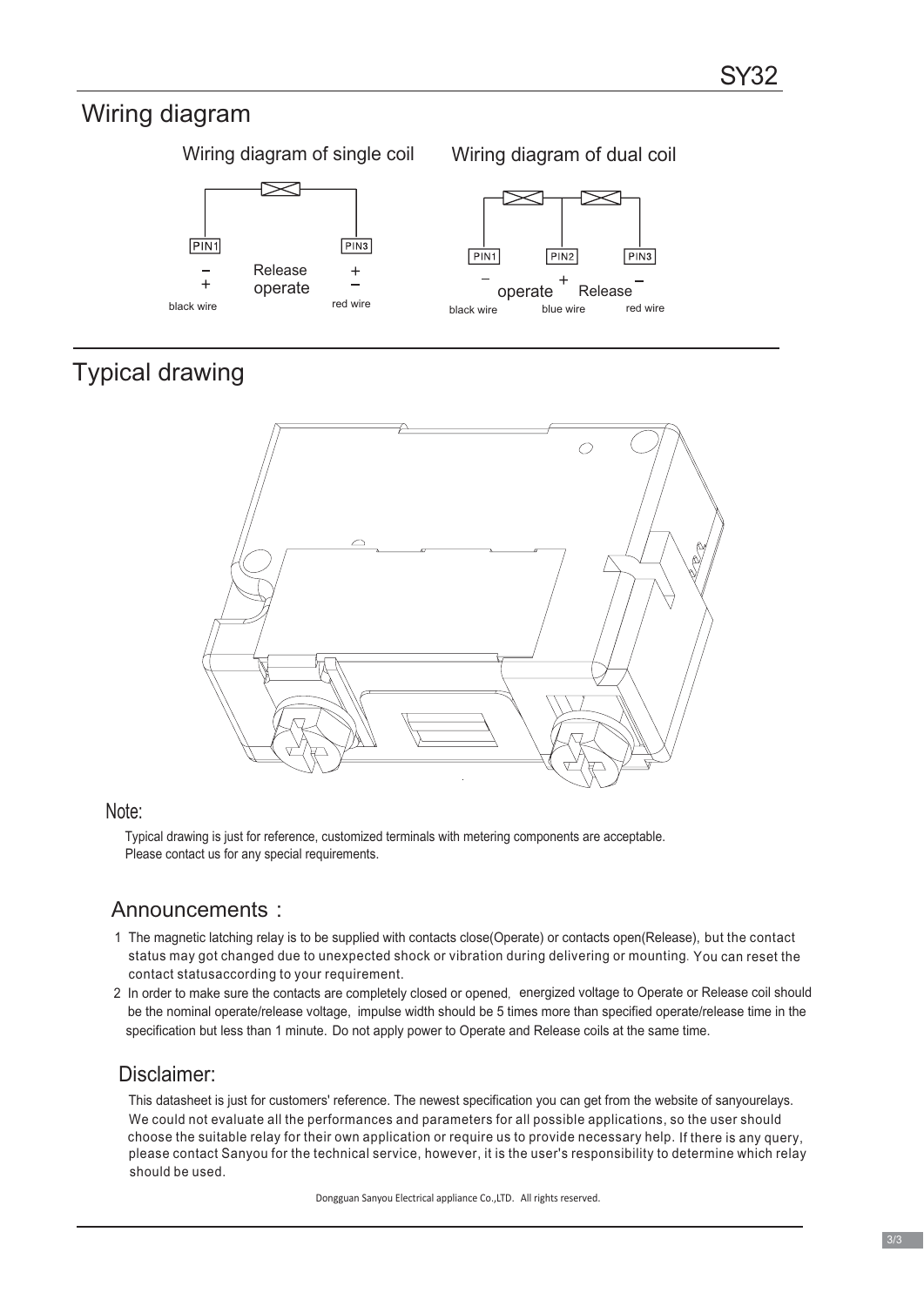## Wiring diagram

Wiring diagram of single coil

PIN1
−
+
black wire

Release
operate

PIN3
+
−
red wire

Wiring diagram of dual coil

PIN1 PIN2 PIN3

− operate + Release −

black wire blue wire red wire

## Typical drawing

Note:

Typical drawing is just for reference, customized terminals with metering components are acceptable.
Please contact us for any special requirements.

## Announcements：

1 The magnetic latching relay is to be supplied with contacts close(Operate) or contacts open(Release), but the contact status may got changed due to unexpected shock or vibration during delivering or mounting. You can reset the contact statusaccording to your requirement.

2 In order to make sure the contacts are completely closed or opened, energized voltage to Operate or Release coil should be the nominal operate/release voltage, impulse width should be 5 times more than specified operate/release time in the specification but less than 1 minute. Do not apply power to Operate and Release coils at the same time.

## Disclaimer:

This datasheet is just for customers' reference. The newest specification you can get from the website of sanyourelays. We could not evaluate all the performances and parameters for all possible applications, so the user should choose the suitable relay for their own application or require us to provide necessary help. If there is any query, please contact Sanyou for the technical service, however, it is the user's responsibility to determine which relay should be used.

Dongguan Sanyou Electrical appliance Co.,LTD. All rights reserved.